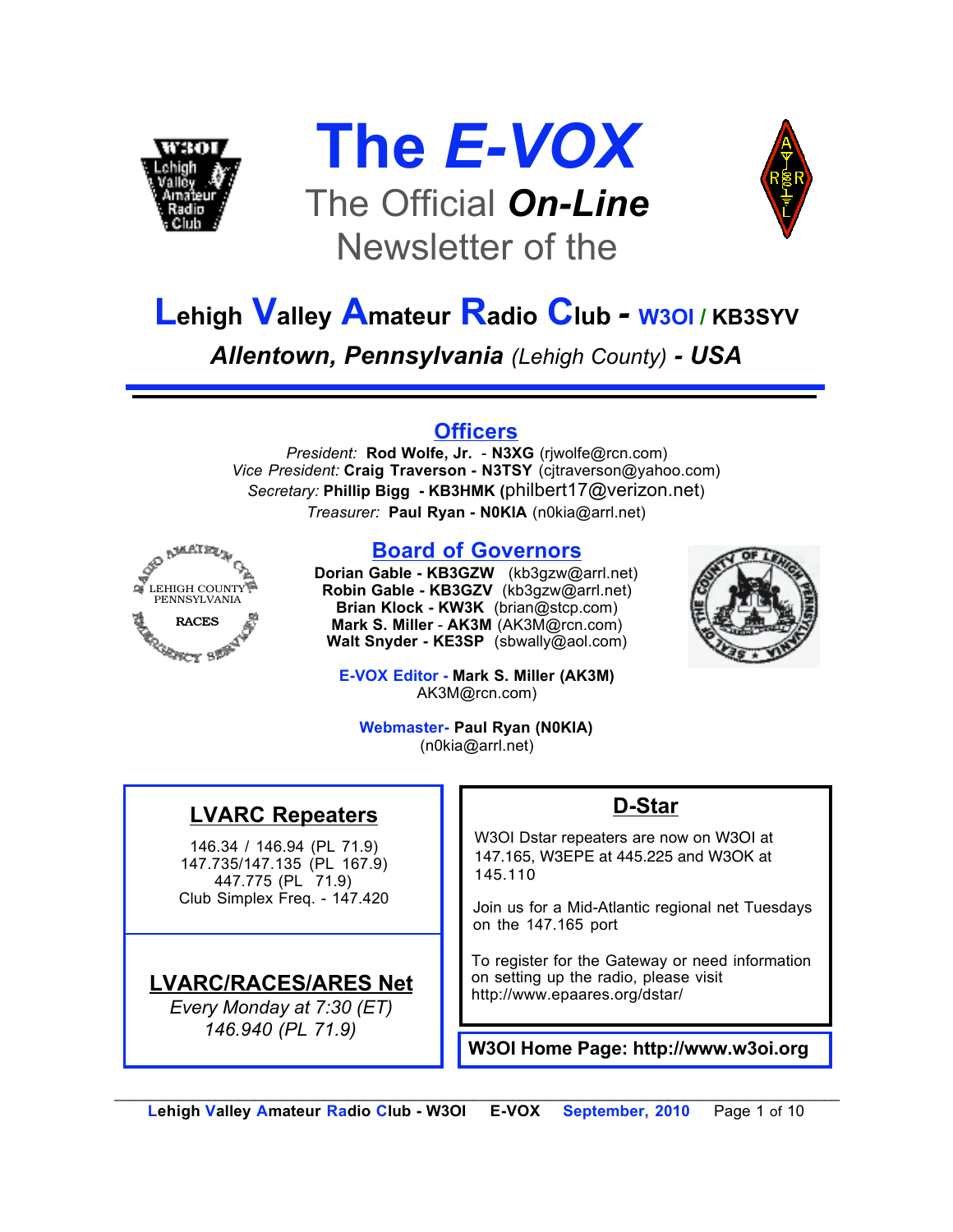# The *E-VOX*

## The Official ***On-Line*** Newsletter of the

# **L**ehigh **V**alley **A**mateur **R**adio **C**lub - W3OI / KB3SYV

***Allentown, Pennsylvania** (Lehigh County)* ***- USA***

---

## Officers

*President:* **Rod Wolfe, Jr.** - **N3XG** (rjwolfe@rcn.com)
*Vice President:* **Craig Traverson - N3TSY** (cjtraverson@yahoo.com)
*Secretary:* **Phillip Bigg - KB3HMK** (philbert17@verizon.net)
*Treasurer:* **Paul Ryan - N0KIA** (n0kia@arrl.net)

## Board of Governors

**Dorian Gable - KB3GZW** (kb3gzw@arrl.net)
**Robin Gable - KB3GZV** (kb3gzw@arrl.net)
**Brian Klock - KW3K** (brian@stcp.com)
**Mark S. Miller** - **AK3M** (AK3M@rcn.com)
**Walt Snyder - KE3SP** (sbwally@aol.com)

**E-VOX Editor - Mark S. Miller (AK3M)**
AK3M@rcn.com)

**Webmaster- Paul Ryan (N0KIA)**
(n0kia@arrl.net)

## LVARC Repeaters

146.34 / 146.94 (PL 71.9)
147.735/147.135 (PL 167.9)
447.775 (PL 71.9)
Club Simplex Freq. - 147.420

## LVARC/RACES/ARES Net

*Every Monday at 7:30 (ET)*
*146.940 (PL 71.9)*

## D-Star

W3OI Dstar repeaters are now on W3OI at 147.165, W3EPE at 445.225 and W3OK at 145.110

Join us for a Mid-Atlantic regional net Tuesdays on the 147.165 port

To register for the Gateway or need information on setting up the radio, please visit http://www.epaares.org/dstar/

**W3OI Home Page: http://www.w3oi.org**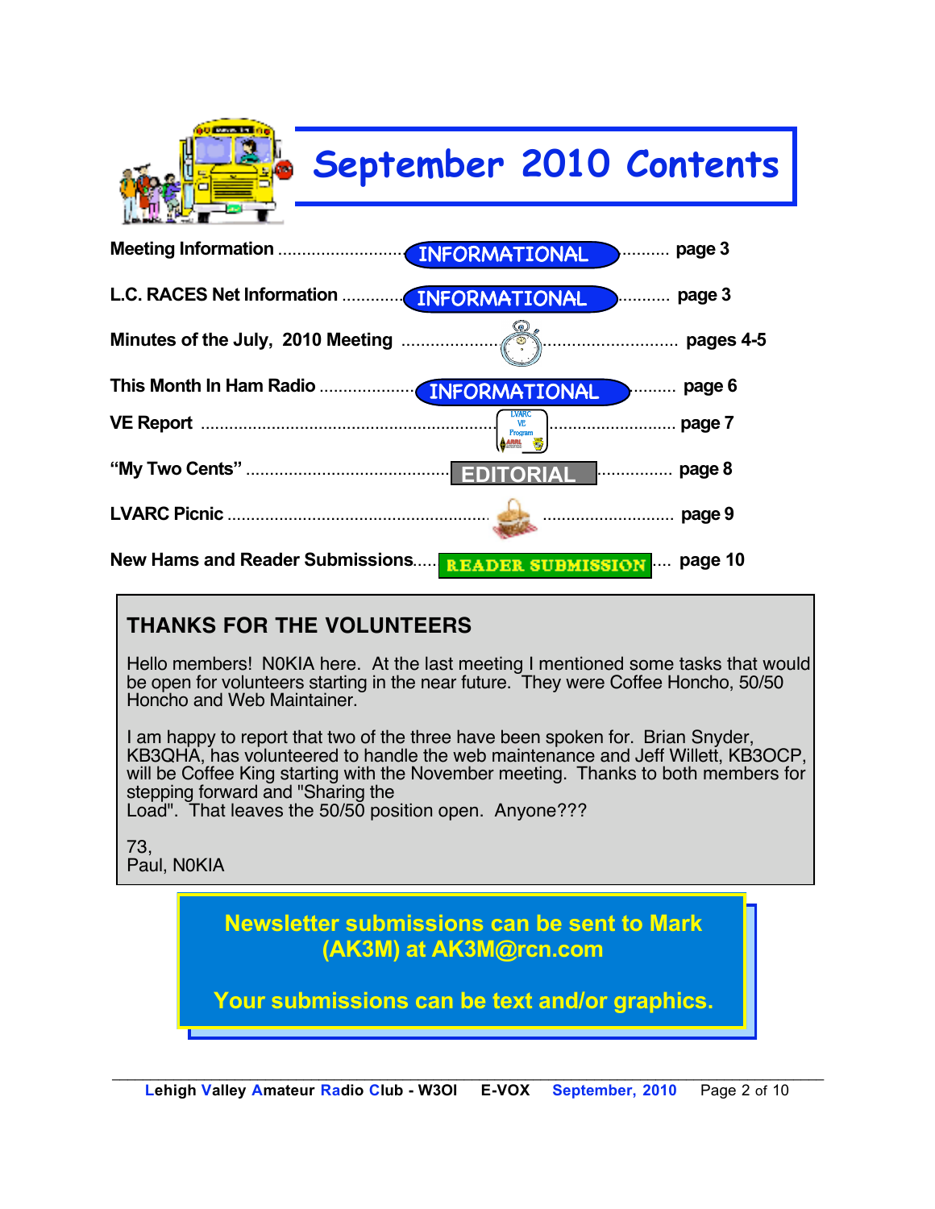# September 2010 Contents

| Section | Type | Page |
|---|---|---|
| Meeting Information | INFORMATIONAL | page 3 |
| L.C. RACES Net Information | INFORMATIONAL | page 3 |
| Minutes of the July, 2010 Meeting | | pages 4-5 |
| This Month In Ham Radio | INFORMATIONAL | page 6 |
| VE Report | LVARC VE Program | page 7 |
| "My Two Cents" | EDITORIAL | page 8 |
| LVARC Picnic | | page 9 |
| New Hams and Reader Submissions | READER SUBMISSION | page 10 |

## THANKS FOR THE VOLUNTEERS

Hello members! N0KIA here. At the last meeting I mentioned some tasks that would be open for volunteers starting in the near future. They were Coffee Honcho, 50/50 Honcho and Web Maintainer.

I am happy to report that two of the three have been spoken for. Brian Snyder, KB3QHA, has volunteered to handle the web maintenance and Jeff Willett, KB3OCP, will be Coffee King starting with the November meeting. Thanks to both members for stepping forward and "Sharing the Load". That leaves the 50/50 position open. Anyone???

73,
Paul, N0KIA

**Newsletter submissions can be sent to Mark (AK3M) at AK3M@rcn.com**

**Your submissions can be text and/or graphics.**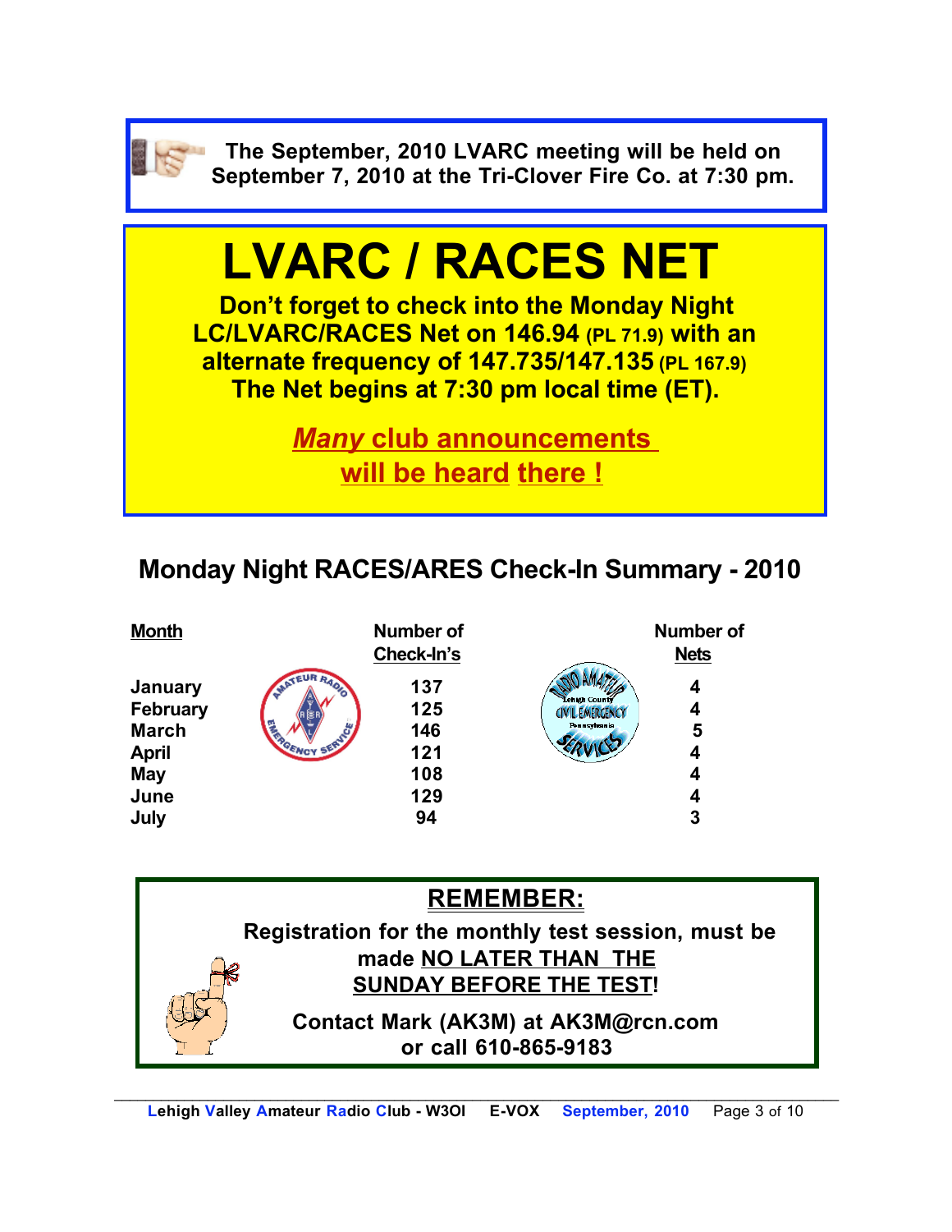**The September, 2010 LVARC meeting will be held on September 7, 2010 at the Tri-Clover Fire Co. at 7:30 pm.**

# LVARC / RACES NET

**Don't forget to check into the Monday Night LC/LVARC/RACES Net on 146.94 (PL 71.9) with an alternate frequency of 147.735/147.135 (PL 167.9) The Net begins at 7:30 pm local time (ET).**

***Many* club announcements will be heard there !**

## Monday Night RACES/ARES Check-In Summary - 2010

| Month | Number of Check-In's | Number of Nets |
|---|---|---|
| January | 137 | 4 |
| February | 125 | 4 |
| March | 146 | 5 |
| April | 121 | 4 |
| May | 108 | 4 |
| June | 129 | 4 |
| July | 94 | 3 |

**REMEMBER:**

**Registration for the monthly test session, must be made NO LATER THAN THE SUNDAY BEFORE THE TEST!**

**Contact Mark (AK3M) at AK3M@rcn.com or call 610-865-9183**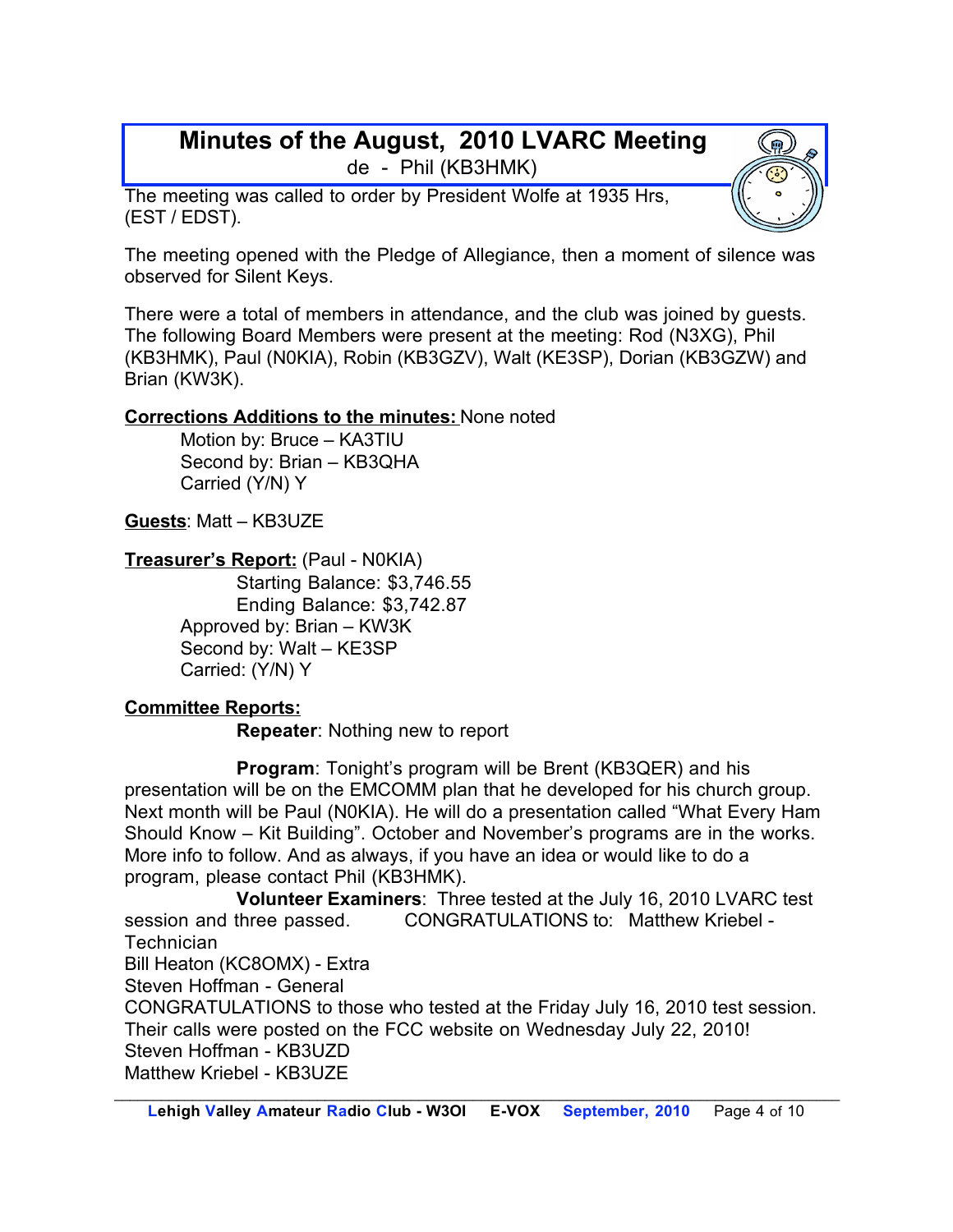# Minutes of the August, 2010 LVARC Meeting

de - Phil (KB3HMK)

The meeting was called to order by President Wolfe at 1935 Hrs, (EST / EDST).

The meeting opened with the Pledge of Allegiance, then a moment of silence was observed for Silent Keys.

There were a total of members in attendance, and the club was joined by guests. The following Board Members were present at the meeting: Rod (N3XG), Phil (KB3HMK), Paul (N0KIA), Robin (KB3GZV), Walt (KE3SP), Dorian (KB3GZW) and Brian (KW3K).

**Corrections Additions to the minutes:** None noted

Motion by: Bruce – KA3TIU
Second by: Brian – KB3QHA
Carried (Y/N) Y

**Guests**: Matt – KB3UZE

**Treasurer's Report:** (Paul - N0KIA)

Starting Balance: $3,746.55
Ending Balance: $3,742.87
Approved by: Brian – KW3K
Second by: Walt – KE3SP
Carried: (Y/N) Y

**Committee Reports:**

**Repeater**: Nothing new to report

**Program**: Tonight's program will be Brent (KB3QER) and his presentation will be on the EMCOMM plan that he developed for his church group. Next month will be Paul (N0KIA). He will do a presentation called "What Every Ham Should Know – Kit Building". October and November's programs are in the works. More info to follow. And as always, if you have an idea or would like to do a program, please contact Phil (KB3HMK).

**Volunteer Examiners**: Three tested at the July 16, 2010 LVARC test session and three passed. CONGRATULATIONS to: Matthew Kriebel - Technician
Bill Heaton (KC8OMX) - Extra
Steven Hoffman - General
CONGRATULATIONS to those who tested at the Friday July 16, 2010 test session. Their calls were posted on the FCC website on Wednesday July 22, 2010!
Steven Hoffman - KB3UZD
Matthew Kriebel - KB3UZE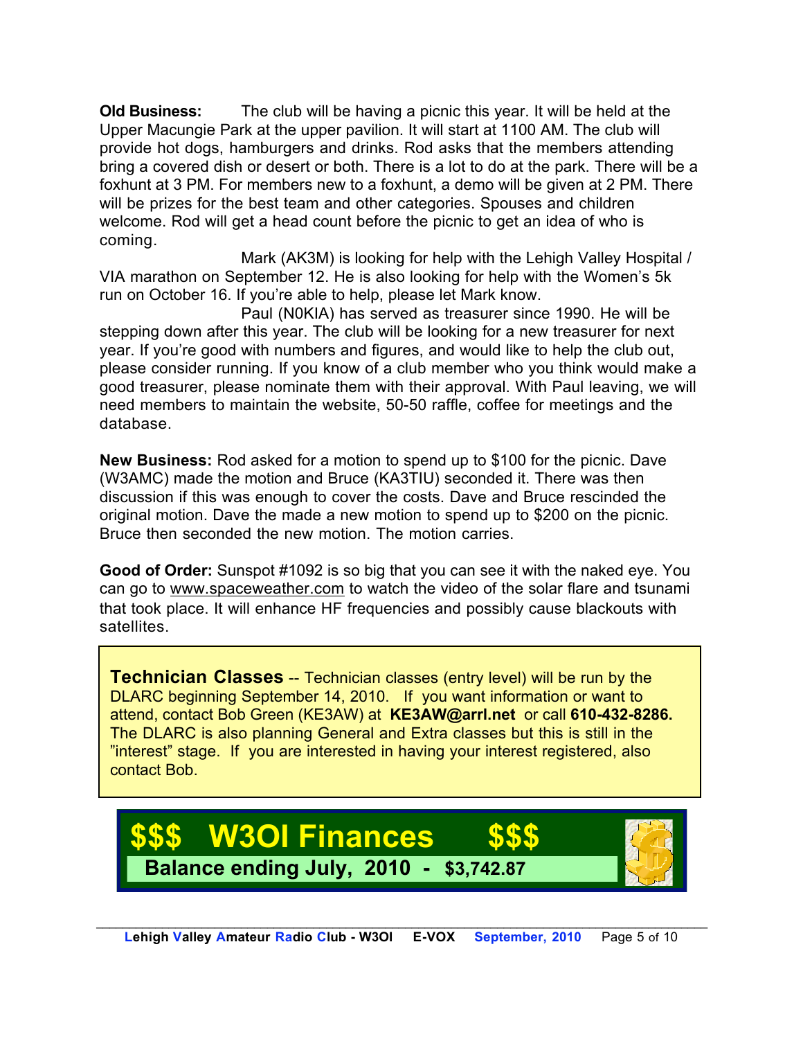**Old Business:** The club will be having a picnic this year. It will be held at the Upper Macungie Park at the upper pavilion. It will start at 1100 AM. The club will provide hot dogs, hamburgers and drinks. Rod asks that the members attending bring a covered dish or desert or both. There is a lot to do at the park. There will be a foxhunt at 3 PM. For members new to a foxhunt, a demo will be given at 2 PM. There will be prizes for the best team and other categories. Spouses and children welcome. Rod will get a head count before the picnic to get an idea of who is coming.

Mark (AK3M) is looking for help with the Lehigh Valley Hospital / VIA marathon on September 12. He is also looking for help with the Women's 5k run on October 16. If you're able to help, please let Mark know.

Paul (N0KIA) has served as treasurer since 1990. He will be stepping down after this year. The club will be looking for a new treasurer for next year. If you're good with numbers and figures, and would like to help the club out, please consider running. If you know of a club member who you think would make a good treasurer, please nominate them with their approval. With Paul leaving, we will need members to maintain the website, 50-50 raffle, coffee for meetings and the database.

**New Business:** Rod asked for a motion to spend up to $100 for the picnic. Dave (W3AMC) made the motion and Bruce (KA3TIU) seconded it. There was then discussion if this was enough to cover the costs. Dave and Bruce rescinded the original motion. Dave the made a new motion to spend up to $200 on the picnic. Bruce then seconded the new motion. The motion carries.

**Good of Order:** Sunspot #1092 is so big that you can see it with the naked eye. You can go to www.spaceweather.com to watch the video of the solar flare and tsunami that took place. It will enhance HF frequencies and possibly cause blackouts with satellites.

**Technician Classes** -- Technician classes (entry level) will be run by the DLARC beginning September 14, 2010. If you want information or want to attend, contact Bob Green (KE3AW) at **KE3AW@arrl.net** or call **610-432-8286.** The DLARC is also planning General and Extra classes but this is still in the "interest" stage. If you are interested in having your interest registered, also contact Bob.

## $$$ W3OI Finances $$$

**Balance ending July, 2010 - $3,742.87**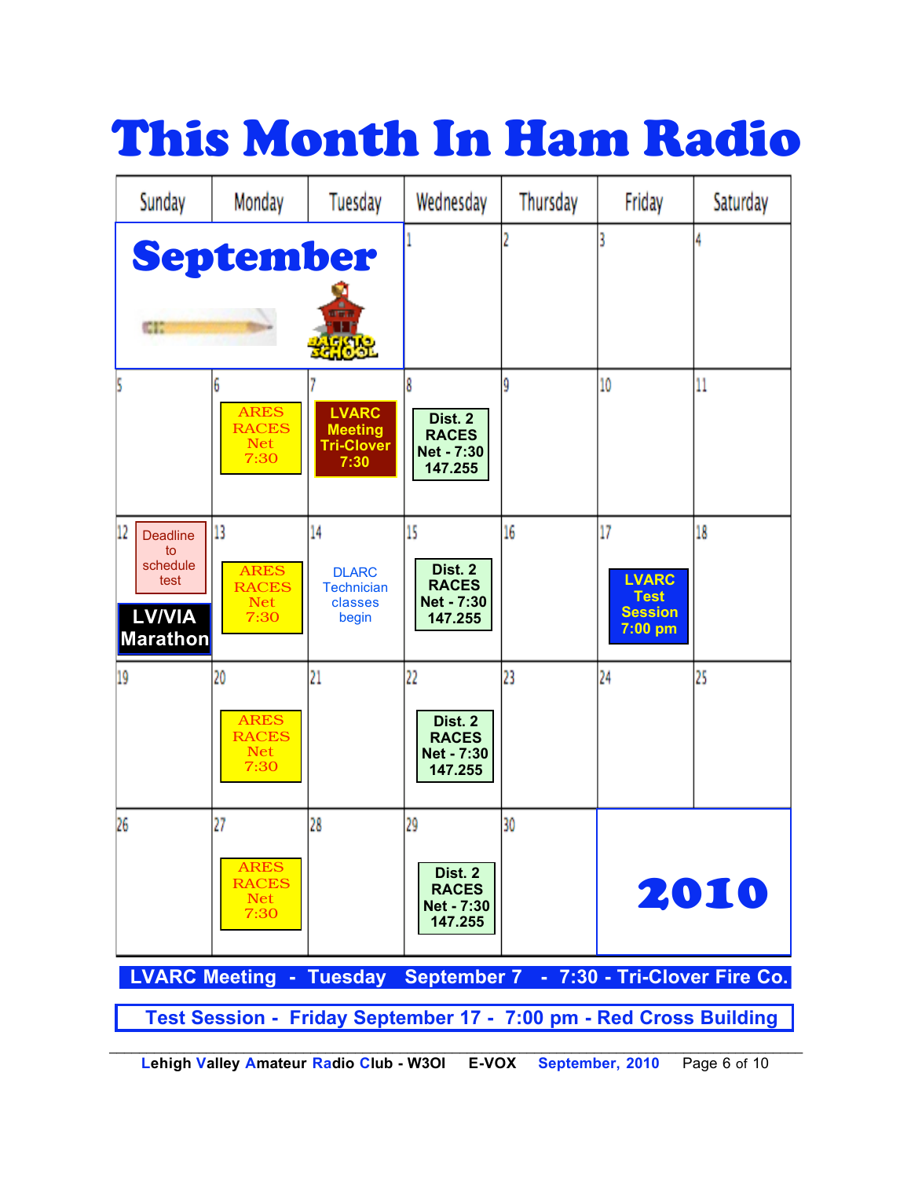# This Month In Ham Radio

| Sunday | Monday | Tuesday | Wednesday | Thursday | Friday | Saturday |
|---|---|---|---|---|---|---|
| **September** | | | 1 | 2 | 3 | 4 |
| 5 | 6 ARES RACES Net 7:30 | 7 LVARC Meeting Tri-Clover 7:30 | 8 Dist. 2 RACES Net - 7:30 147.255 | 9 | 10 | 11 |
| 12 Deadline to schedule test; LV/VIA Marathon | 13 ARES RACES Net 7:30 | 14 DLARC Technician classes begin | 15 Dist. 2 RACES Net - 7:30 147.255 | 16 | 17 LVARC Test Session 7:00 pm | 18 |
| 19 | 20 ARES RACES Net 7:30 | 21 | 22 Dist. 2 RACES Net - 7:30 147.255 | 23 | 24 | 25 |
| 26 | 27 ARES RACES Net 7:30 | 28 | 29 Dist. 2 RACES Net - 7:30 147.255 | 30 | **2010** | |

**LVARC Meeting - Tuesday September 7 - 7:30 - Tri-Clover Fire Co.**

**Test Session - Friday September 17 - 7:00 pm - Red Cross Building**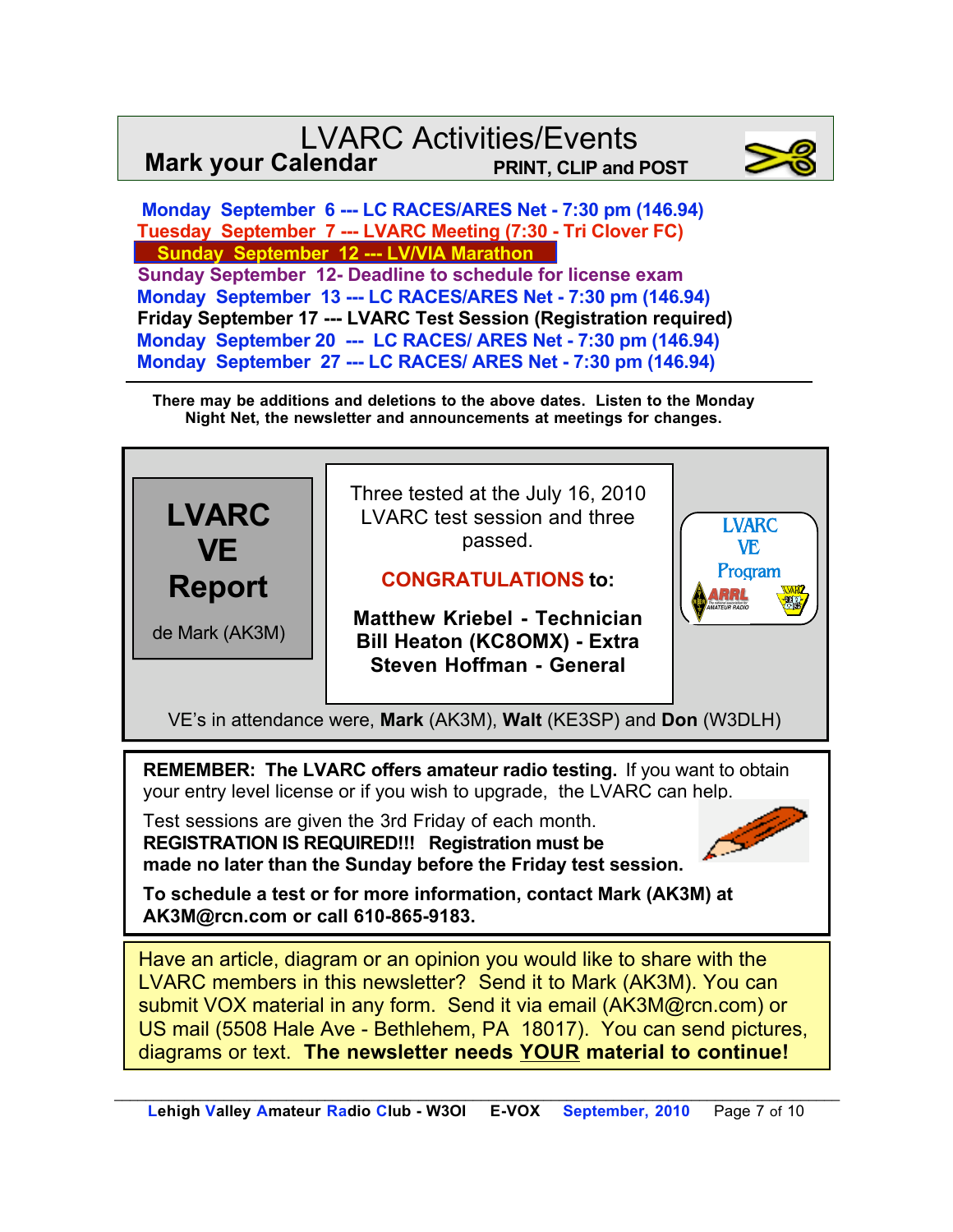# LVARC Activities/Events

**Mark your Calendar** — **PRINT, CLIP and POST**

**Monday September 6 --- LC RACES/ARES Net - 7:30 pm (146.94)**
**Tuesday September 7 --- LVARC Meeting (7:30 - Tri Clover FC)**
**Sunday September 12 --- LV/VIA Marathon**
**Sunday September 12- Deadline to schedule for license exam**
**Monday September 13 --- LC RACES/ARES Net - 7:30 pm (146.94)**
**Friday September 17 --- LVARC Test Session (Registration required)**
**Monday September 20 --- LC RACES/ ARES Net - 7:30 pm (146.94)**
**Monday September 27 --- LC RACES/ ARES Net - 7:30 pm (146.94)**

---

**There may be additions and deletions to the above dates. Listen to the Monday Night Net, the newsletter and announcements at meetings for changes.**

## LVARC VE Report

de Mark (AK3M)

Three tested at the July 16, 2010 LVARC test session and three passed.

**CONGRATULATIONS to:**

**Matthew Kriebel - Technician**
**Bill Heaton (KC8OMX) - Extra**
**Steven Hoffman - General**

LVARC VE Program

VE's in attendance were, **Mark** (AK3M), **Walt** (KE3SP) and **Don** (W3DLH)

**REMEMBER: The LVARC offers amateur radio testing.** If you want to obtain your entry level license or if you wish to upgrade, the LVARC can help.

Test sessions are given the 3rd Friday of each month.
**REGISTRATION IS REQUIRED!!! Registration must be made no later than the Sunday before the Friday test session.**

**To schedule a test or for more information, contact Mark (AK3M) at AK3M@rcn.com or call 610-865-9183.**

Have an article, diagram or an opinion you would like to share with the LVARC members in this newsletter? Send it to Mark (AK3M). You can submit VOX material in any form. Send it via email (AK3M@rcn.com) or US mail (5508 Hale Ave - Bethlehem, PA 18017). You can send pictures, diagrams or text. **The newsletter needs YOUR material to continue!**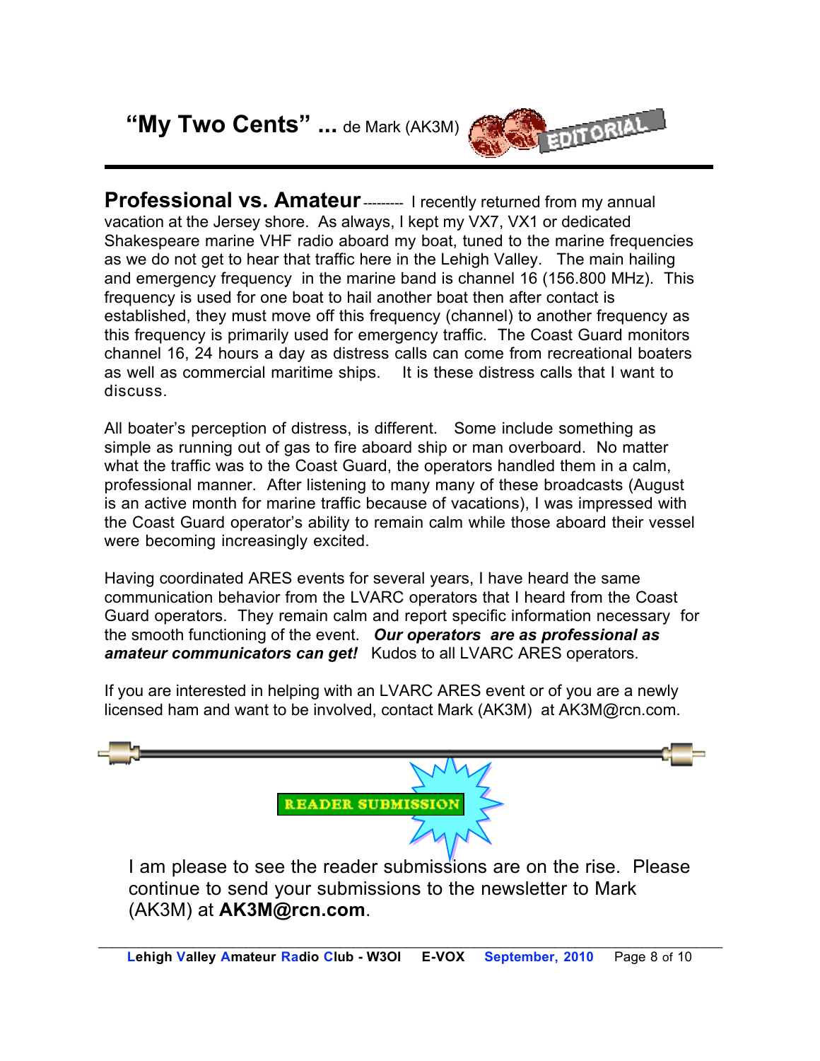# "My Two Cents" ... de Mark (AK3M)

EDITORIAL

**Professional vs. Amateur** --------- I recently returned from my annual vacation at the Jersey shore. As always, I kept my VX7, VX1 or dedicated Shakespeare marine VHF radio aboard my boat, tuned to the marine frequencies as we do not get to hear that traffic here in the Lehigh Valley. The main hailing and emergency frequency in the marine band is channel 16 (156.800 MHz). This frequency is used for one boat to hail another boat then after contact is established, they must move off this frequency (channel) to another frequency as this frequency is primarily used for emergency traffic. The Coast Guard monitors channel 16, 24 hours a day as distress calls can come from recreational boaters as well as commercial maritime ships. It is these distress calls that I want to discuss.

All boater's perception of distress, is different. Some include something as simple as running out of gas to fire aboard ship or man overboard. No matter what the traffic was to the Coast Guard, the operators handled them in a calm, professional manner. After listening to many many of these broadcasts (August is an active month for marine traffic because of vacations), I was impressed with the Coast Guard operator's ability to remain calm while those aboard their vessel were becoming increasingly excited.

Having coordinated ARES events for several years, I have heard the same communication behavior from the LVARC operators that I heard from the Coast Guard operators. They remain calm and report specific information necessary for the smooth functioning of the event. ***Our operators are as professional as amateur communicators can get!*** Kudos to all LVARC ARES operators.

If you are interested in helping with an LVARC ARES event or of you are a newly licensed ham and want to be involved, contact Mark (AK3M) at AK3M@rcn.com.

---

**READER SUBMISSION**

I am please to see the reader submissions are on the rise. Please continue to send your submissions to the newsletter to Mark (AK3M) at **AK3M@rcn.com**.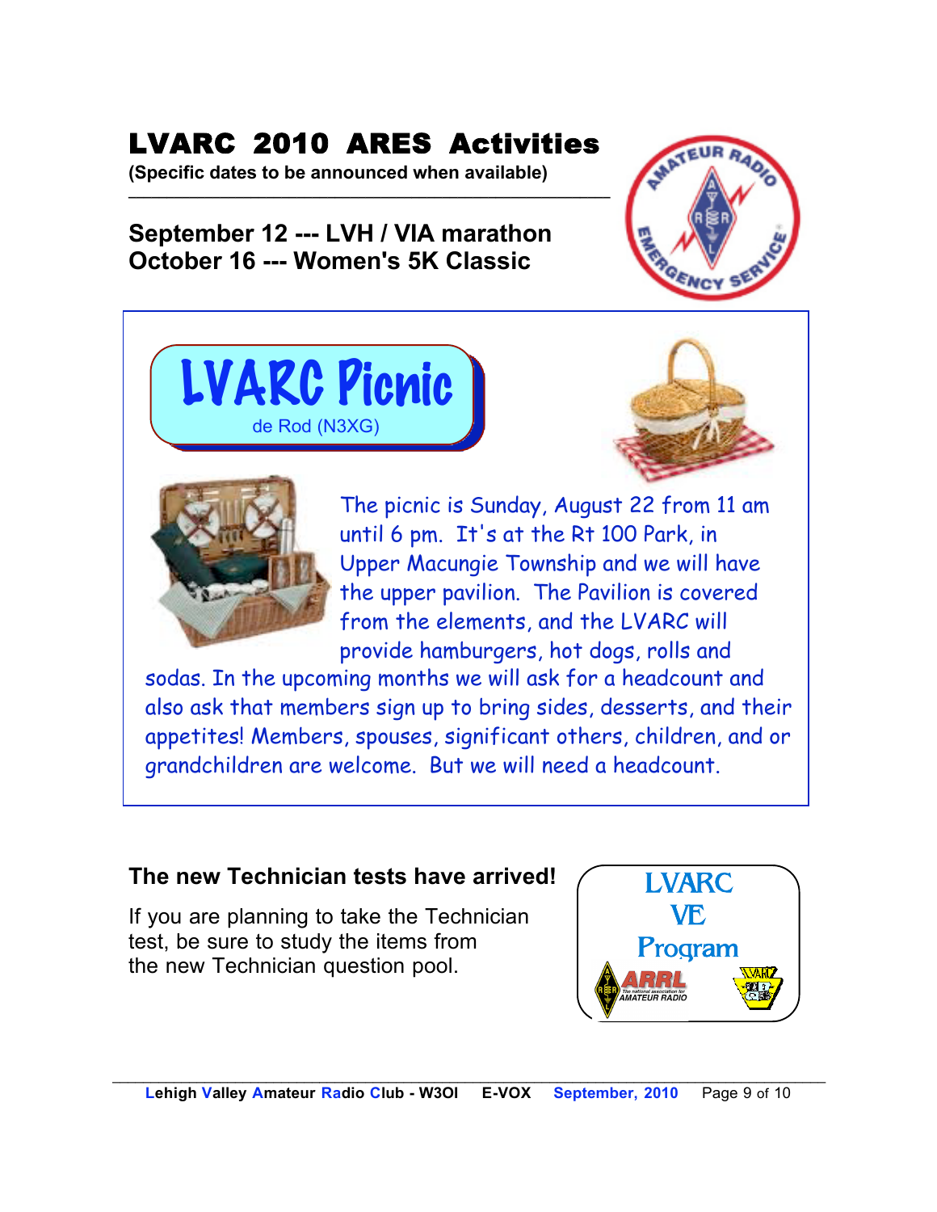# LVARC 2010 ARES Activities

**(Specific dates to be announced when available)**

---

**September 12 --- LVH / VIA marathon**
**October 16 --- Women's 5K Classic**

## LVARC Picnic

de Rod (N3XG)

The picnic is Sunday, August 22 from 11 am until 6 pm. It's at the Rt 100 Park, in Upper Macungie Township and we will have the upper pavilion. The Pavilion is covered from the elements, and the LVARC will provide hamburgers, hot dogs, rolls and sodas. In the upcoming months we will ask for a headcount and also ask that members sign up to bring sides, desserts, and their appetites! Members, spouses, significant others, children, and or grandchildren are welcome. But we will need a headcount.

### The new Technician tests have arrived!

If you are planning to take the Technician test, be sure to study the items from the new Technician question pool.

LVARC VE Program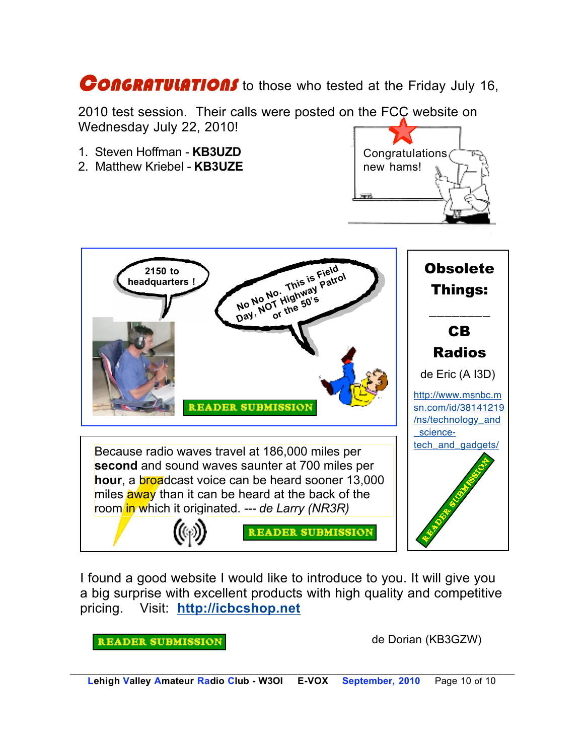**CONGRATULATIONS** to those who tested at the Friday July 16, 2010 test session. Their calls were posted on the FCC website on Wednesday July 22, 2010!

1. Steven Hoffman - **KB3UZD**
2. Matthew Kriebel - **KB3UZE**

Congratulations new hams!

2150 to headquarters !

No No No. This is Field Day, NOT Highway Patrol or the 50's

READER SUBMISSION

Because radio waves travel at 186,000 miles per **second** and sound waves saunter at 700 miles per **hour**, a broadcast voice can be heard sooner 13,000 miles away than it can be heard at the back of the room in which it originated. --- *de Larry (NR3R)*

READER SUBMISSION

**Obsolete Things:**

**CB Radios**

de Eric (A I3D)

http://www.msnbc.msn.com/id/38141219/ns/technology_and_science-tech_and_gadgets/

READER SUBMISSION

I found a good website I would like to introduce to you. It will give you a big surprise with excellent products with high quality and competitive pricing. Visit: **http://icbcshop.net**

READER SUBMISSION

de Dorian (KB3GZW)